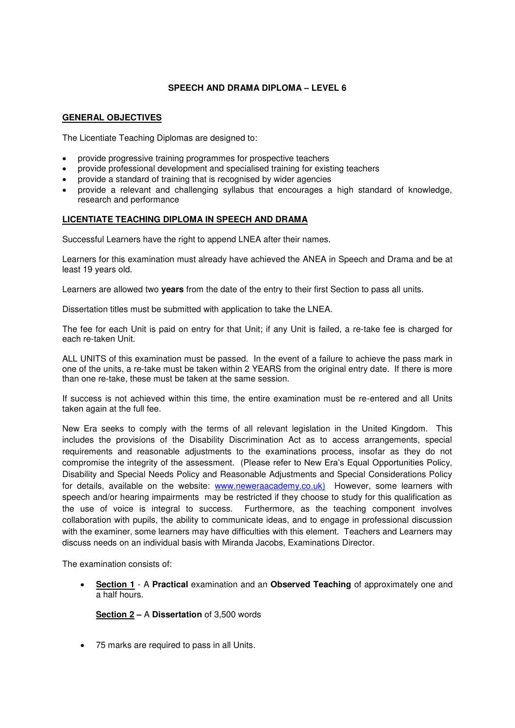# SPEECH AND DRAMA DIPLOMA – LEVEL 6

## GENERAL OBJECTIVES

The Licentiate Teaching Diplomas are designed to:

- provide progressive training programmes for prospective teachers
- provide professional development and specialised training for existing teachers
- provide a standard of training that is recognised by wider agencies
- provide a relevant and challenging syllabus that encourages a high standard of knowledge, research and performance

## LICENTIATE TEACHING DIPLOMA IN SPEECH AND DRAMA

Successful Learners have the right to append LNEA after their names.

Learners for this examination must already have achieved the ANEA in Speech and Drama and be at least 19 years old.

Learners are allowed two **years** from the date of the entry to their first Section to pass all units.

Dissertation titles must be submitted with application to take the LNEA.

The fee for each Unit is paid on entry for that Unit; if any Unit is failed, a re-take fee is charged for each re-taken Unit.

ALL UNITS of this examination must be passed. In the event of a failure to achieve the pass mark in one of the units, a re-take must be taken within 2 YEARS from the original entry date. If there is more than one re-take, these must be taken at the same session.

If success is not achieved within this time, the entire examination must be re-entered and all Units taken again at the full fee.

New Era seeks to comply with the terms of all relevant legislation in the United Kingdom. This includes the provisions of the Disability Discrimination Act as to access arrangements, special requirements and reasonable adjustments to the examinations process, insofar as they do not compromise the integrity of the assessment. (Please refer to New Era's Equal Opportunities Policy, Disability and Special Needs Policy and Reasonable Adjustments and Special Considerations Policy for details, available on the website: www.neweraacademy.co.uk) However, some learners with speech and/or hearing impairments may be restricted if they choose to study for this qualification as the use of voice is integral to success. Furthermore, as the teaching component involves collaboration with pupils, the ability to communicate ideas, and to engage in professional discussion with the examiner, some learners may have difficulties with this element. Teachers and Learners may discuss needs on an individual basis with Miranda Jacobs, Examinations Director.

The examination consists of:

- **Section 1** - A **Practical** examination and an **Observed Teaching** of approximately one and a half hours.

  **Section 2 –** A **Dissertation** of 3,500 words

- 75 marks are required to pass in all Units.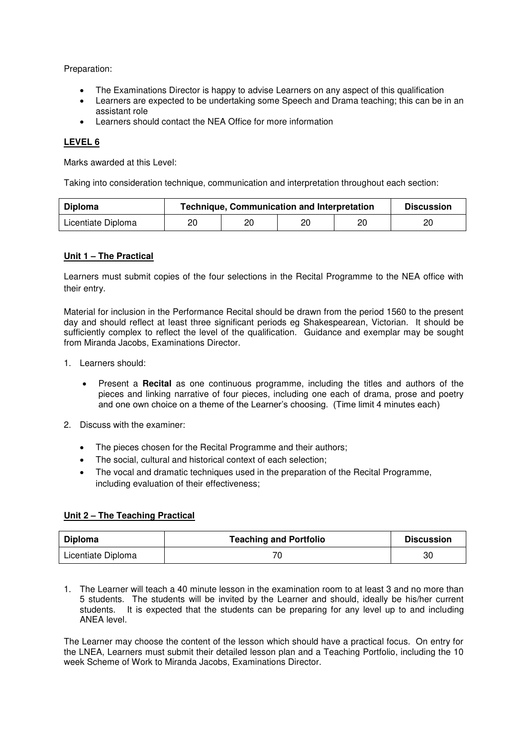Preparation:

- The Examinations Director is happy to advise Learners on any aspect of this qualification
- Learners are expected to be undertaking some Speech and Drama teaching; this can be in an assistant role
- Learners should contact the NEA Office for more information

## **LEVEL 6**

Marks awarded at this Level:

Taking into consideration technique, communication and interpretation throughout each section:

| Diploma | Technique, Communication and Interpretation | | | | Discussion |
|---|---|---|---|---|---|
| Licentiate Diploma | 20 | 20 | 20 | 20 | 20 |

### **Unit 1 – The Practical**

Learners must submit copies of the four selections in the Recital Programme to the NEA office with their entry.

Material for inclusion in the Performance Recital should be drawn from the period 1560 to the present day and should reflect at least three significant periods eg Shakespearean, Victorian. It should be sufficiently complex to reflect the level of the qualification. Guidance and exemplar may be sought from Miranda Jacobs, Examinations Director.

1. Learners should:

    - Present a **Recital** as one continuous programme, including the titles and authors of the pieces and linking narrative of four pieces, including one each of drama, prose and poetry and one own choice on a theme of the Learner's choosing. (Time limit 4 minutes each)

2. Discuss with the examiner:

    - The pieces chosen for the Recital Programme and their authors;
    - The social, cultural and historical context of each selection;
    - The vocal and dramatic techniques used in the preparation of the Recital Programme, including evaluation of their effectiveness;

### **Unit 2 – The Teaching Practical**

| Diploma | Teaching and Portfolio | Discussion |
|---|---|---|
| Licentiate Diploma | 70 | 30 |

1. The Learner will teach a 40 minute lesson in the examination room to at least 3 and no more than 5 students. The students will be invited by the Learner and should, ideally be his/her current students. It is expected that the students can be preparing for any level up to and including ANEA level.

The Learner may choose the content of the lesson which should have a practical focus. On entry for the LNEA, Learners must submit their detailed lesson plan and a Teaching Portfolio, including the 10 week Scheme of Work to Miranda Jacobs, Examinations Director.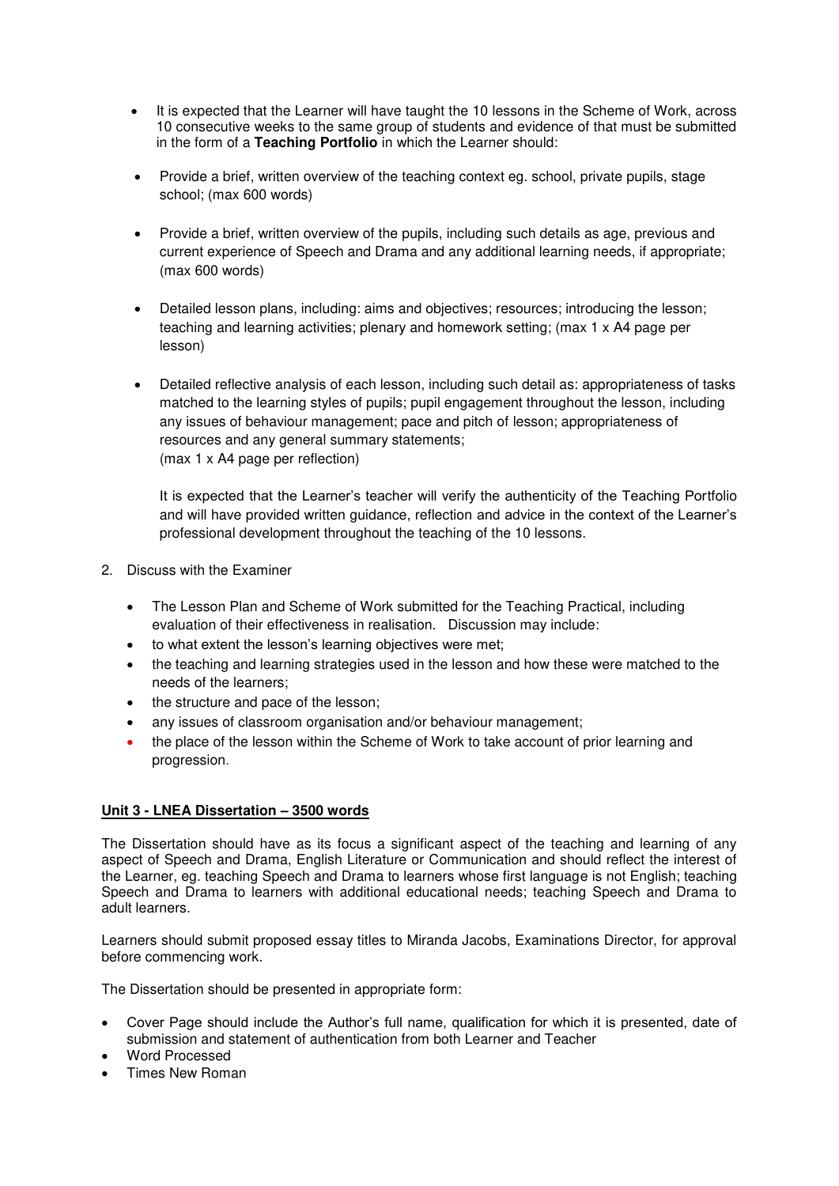- It is expected that the Learner will have taught the 10 lessons in the Scheme of Work, across 10 consecutive weeks to the same group of students and evidence of that must be submitted in the form of a **Teaching Portfolio** in which the Learner should:

- Provide a brief, written overview of the teaching context eg. school, private pupils, stage school; (max 600 words)

- Provide a brief, written overview of the pupils, including such details as age, previous and current experience of Speech and Drama and any additional learning needs, if appropriate; (max 600 words)

- Detailed lesson plans, including: aims and objectives; resources; introducing the lesson; teaching and learning activities; plenary and homework setting; (max 1 x A4 page per lesson)

- Detailed reflective analysis of each lesson, including such detail as: appropriateness of tasks matched to the learning styles of pupils; pupil engagement throughout the lesson, including any issues of behaviour management; pace and pitch of lesson; appropriateness of resources and any general summary statements;
  (max 1 x A4 page per reflection)

  It is expected that the Learner's teacher will verify the authenticity of the Teaching Portfolio and will have provided written guidance, reflection and advice in the context of the Learner's professional development throughout the teaching of the 10 lessons.

2. Discuss with the Examiner

   - The Lesson Plan and Scheme of Work submitted for the Teaching Practical, including evaluation of their effectiveness in realisation. Discussion may include:
   - to what extent the lesson's learning objectives were met;
   - the teaching and learning strategies used in the lesson and how these were matched to the needs of the learners;
   - the structure and pace of the lesson;
   - any issues of classroom organisation and/or behaviour management;
   - the place of the lesson within the Scheme of Work to take account of prior learning and progression.

**<u>Unit 3 - LNEA Dissertation – 3500 words</u>**

The Dissertation should have as its focus a significant aspect of the teaching and learning of any aspect of Speech and Drama, English Literature or Communication and should reflect the interest of the Learner, eg. teaching Speech and Drama to learners whose first language is not English; teaching Speech and Drama to learners with additional educational needs; teaching Speech and Drama to adult learners.

Learners should submit proposed essay titles to Miranda Jacobs, Examinations Director, for approval before commencing work.

The Dissertation should be presented in appropriate form:

- Cover Page should include the Author's full name, qualification for which it is presented, date of submission and statement of authentication from both Learner and Teacher
- Word Processed
- Times New Roman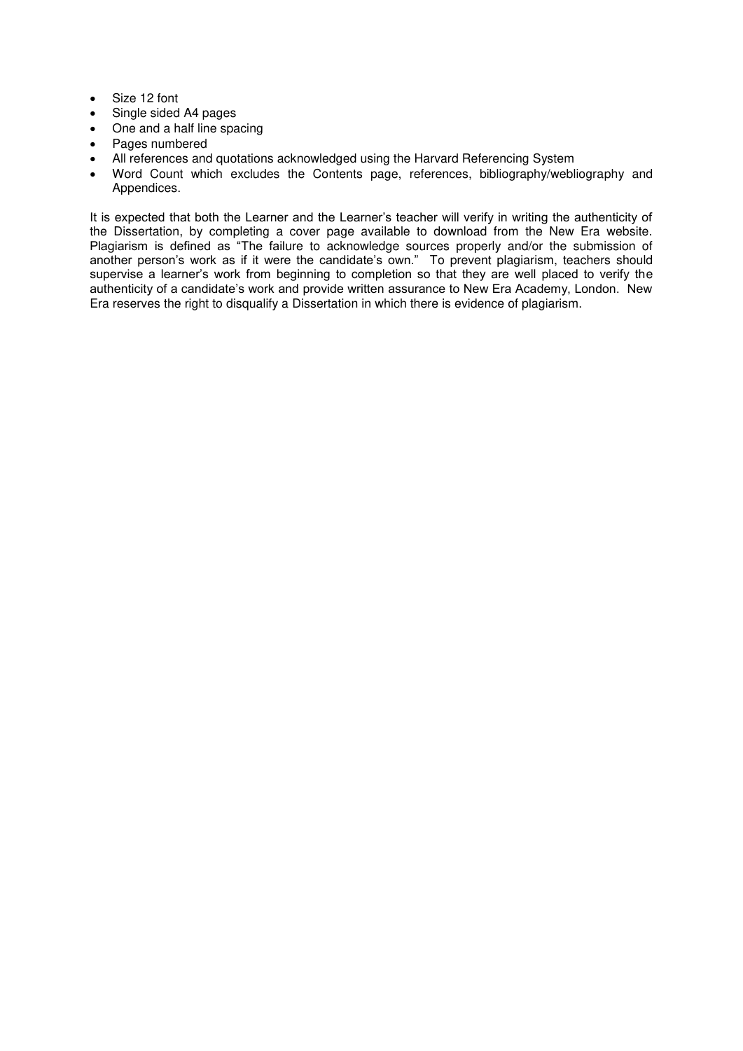- Size 12 font
- Single sided A4 pages
- One and a half line spacing
- Pages numbered
- All references and quotations acknowledged using the Harvard Referencing System
- Word Count which excludes the Contents page, references, bibliography/webliography and Appendices.

It is expected that both the Learner and the Learner's teacher will verify in writing the authenticity of the Dissertation, by completing a cover page available to download from the New Era website. Plagiarism is defined as "The failure to acknowledge sources properly and/or the submission of another person's work as if it were the candidate's own." To prevent plagiarism, teachers should supervise a learner's work from beginning to completion so that they are well placed to verify the authenticity of a candidate's work and provide written assurance to New Era Academy, London. New Era reserves the right to disqualify a Dissertation in which there is evidence of plagiarism.